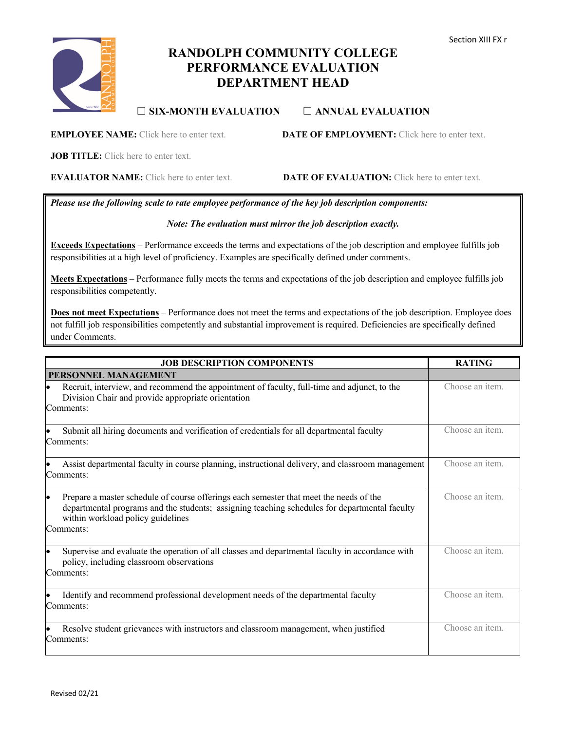Section XIII FX r

# RANDOLPH COMMUNITY COLLEGE
# PERFORMANCE EVALUATION
# DEPARTMENT HEAD

☐ **SIX-MONTH EVALUATION** ☐ **ANNUAL EVALUATION**

**EMPLOYEE NAME:** Click here to enter text. **DATE OF EMPLOYMENT:** Click here to enter text.

**JOB TITLE:** Click here to enter text.

**EVALUATOR NAME:** Click here to enter text. **DATE OF EVALUATION:** Click here to enter text.

***Please use the following scale to rate employee performance of the key job description components:***

***Note: The evaluation must mirror the job description exactly.***

**Exceeds Expectations** – Performance exceeds the terms and expectations of the job description and employee fulfills job responsibilities at a high level of proficiency. Examples are specifically defined under comments.

**Meets Expectations** – Performance fully meets the terms and expectations of the job description and employee fulfills job responsibilities competently.

**Does not meet Expectations** – Performance does not meet the terms and expectations of the job description. Employee does not fulfill job responsibilities competently and substantial improvement is required. Deficiencies are specifically defined under Comments.

| JOB DESCRIPTION COMPONENTS | RATING |
|---|---|
| **PERSONNEL MANAGEMENT** | |
| • Recruit, interview, and recommend the appointment of faculty, full-time and adjunct, to the Division Chair and provide appropriate orientation<br>Comments: | Choose an item. |
| • Submit all hiring documents and verification of credentials for all departmental faculty<br>Comments: | Choose an item. |
| • Assist departmental faculty in course planning, instructional delivery, and classroom management<br>Comments: | Choose an item. |
| • Prepare a master schedule of course offerings each semester that meet the needs of the departmental programs and the students; assigning teaching schedules for departmental faculty within workload policy guidelines<br>Comments: | Choose an item. |
| • Supervise and evaluate the operation of all classes and departmental faculty in accordance with policy, including classroom observations<br>Comments: | Choose an item. |
| • Identify and recommend professional development needs of the departmental faculty<br>Comments: | Choose an item. |
| • Resolve student grievances with instructors and classroom management, when justified<br>Comments: | Choose an item. |

Revised 02/21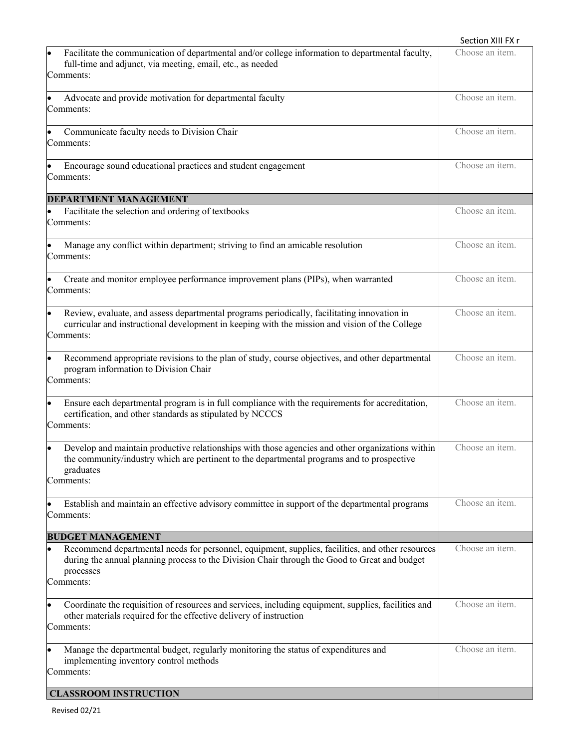| | |
|---|---|
| • Facilitate the communication of departmental and/or college information to departmental faculty, full-time and adjunct, via meeting, email, etc., as needed<br>Comments: | Choose an item. |
| • Advocate and provide motivation for departmental faculty<br>Comments: | Choose an item. |
| • Communicate faculty needs to Division Chair<br>Comments: | Choose an item. |
| • Encourage sound educational practices and student engagement<br>Comments: | Choose an item. |
| **DEPARTMENT MANAGEMENT** | |
| • Facilitate the selection and ordering of textbooks<br>Comments: | Choose an item. |
| • Manage any conflict within department; striving to find an amicable resolution<br>Comments: | Choose an item. |
| • Create and monitor employee performance improvement plans (PIPs), when warranted<br>Comments: | Choose an item. |
| • Review, evaluate, and assess departmental programs periodically, facilitating innovation in curricular and instructional development in keeping with the mission and vision of the College<br>Comments: | Choose an item. |
| • Recommend appropriate revisions to the plan of study, course objectives, and other departmental program information to Division Chair<br>Comments: | Choose an item. |
| • Ensure each departmental program is in full compliance with the requirements for accreditation, certification, and other standards as stipulated by NCCCS<br>Comments: | Choose an item. |
| • Develop and maintain productive relationships with those agencies and other organizations within the community/industry which are pertinent to the departmental programs and to prospective graduates<br>Comments: | Choose an item. |
| • Establish and maintain an effective advisory committee in support of the departmental programs<br>Comments: | Choose an item. |
| **BUDGET MANAGEMENT** | |
| • Recommend departmental needs for personnel, equipment, supplies, facilities, and other resources during the annual planning process to the Division Chair through the Good to Great and budget processes<br>Comments: | Choose an item. |
| • Coordinate the requisition of resources and services, including equipment, supplies, facilities and other materials required for the effective delivery of instruction<br>Comments: | Choose an item. |
| • Manage the departmental budget, regularly monitoring the status of expenditures and implementing inventory control methods<br>Comments: | Choose an item. |
| **CLASSROOM INSTRUCTION** | |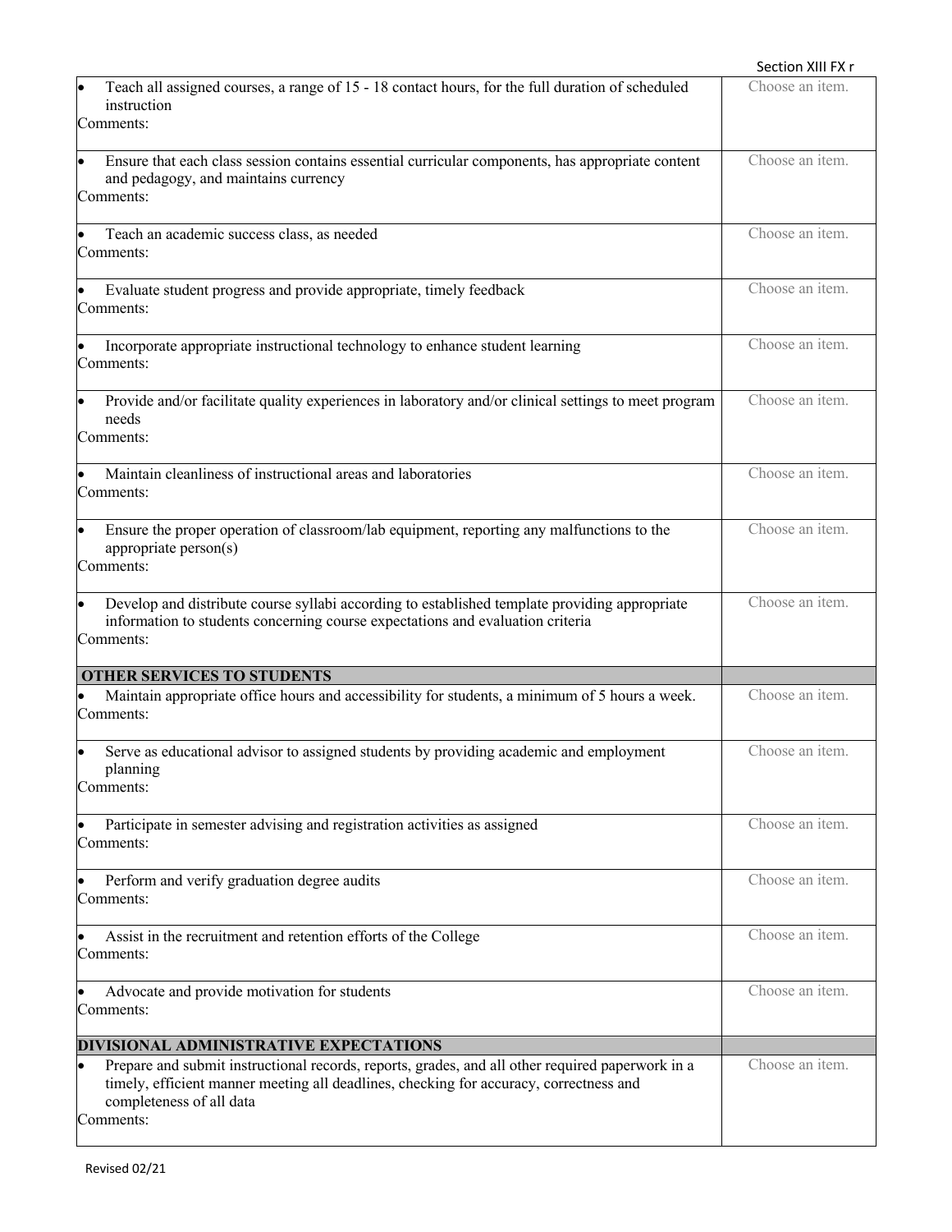| | |
|---|---|
| • Teach all assigned courses, a range of 15 - 18 contact hours, for the full duration of scheduled instruction<br>Comments: | Choose an item. |
| • Ensure that each class session contains essential curricular components, has appropriate content and pedagogy, and maintains currency<br>Comments: | Choose an item. |
| • Teach an academic success class, as needed<br>Comments: | Choose an item. |
| • Evaluate student progress and provide appropriate, timely feedback<br>Comments: | Choose an item. |
| • Incorporate appropriate instructional technology to enhance student learning<br>Comments: | Choose an item. |
| • Provide and/or facilitate quality experiences in laboratory and/or clinical settings to meet program needs<br>Comments: | Choose an item. |
| • Maintain cleanliness of instructional areas and laboratories<br>Comments: | Choose an item. |
| • Ensure the proper operation of classroom/lab equipment, reporting any malfunctions to the appropriate person(s)<br>Comments: | Choose an item. |
| • Develop and distribute course syllabi according to established template providing appropriate information to students concerning course expectations and evaluation criteria<br>Comments: | Choose an item. |
| **OTHER SERVICES TO STUDENTS** | |
| • Maintain appropriate office hours and accessibility for students, a minimum of 5 hours a week.<br>Comments: | Choose an item. |
| • Serve as educational advisor to assigned students by providing academic and employment planning<br>Comments: | Choose an item. |
| • Participate in semester advising and registration activities as assigned<br>Comments: | Choose an item. |
| • Perform and verify graduation degree audits<br>Comments: | Choose an item. |
| • Assist in the recruitment and retention efforts of the College<br>Comments: | Choose an item. |
| • Advocate and provide motivation for students<br>Comments: | Choose an item. |
| **DIVISIONAL ADMINISTRATIVE EXPECTATIONS** | |
| • Prepare and submit instructional records, reports, grades, and all other required paperwork in a timely, efficient manner meeting all deadlines, checking for accuracy, correctness and completeness of all data<br>Comments: | Choose an item. |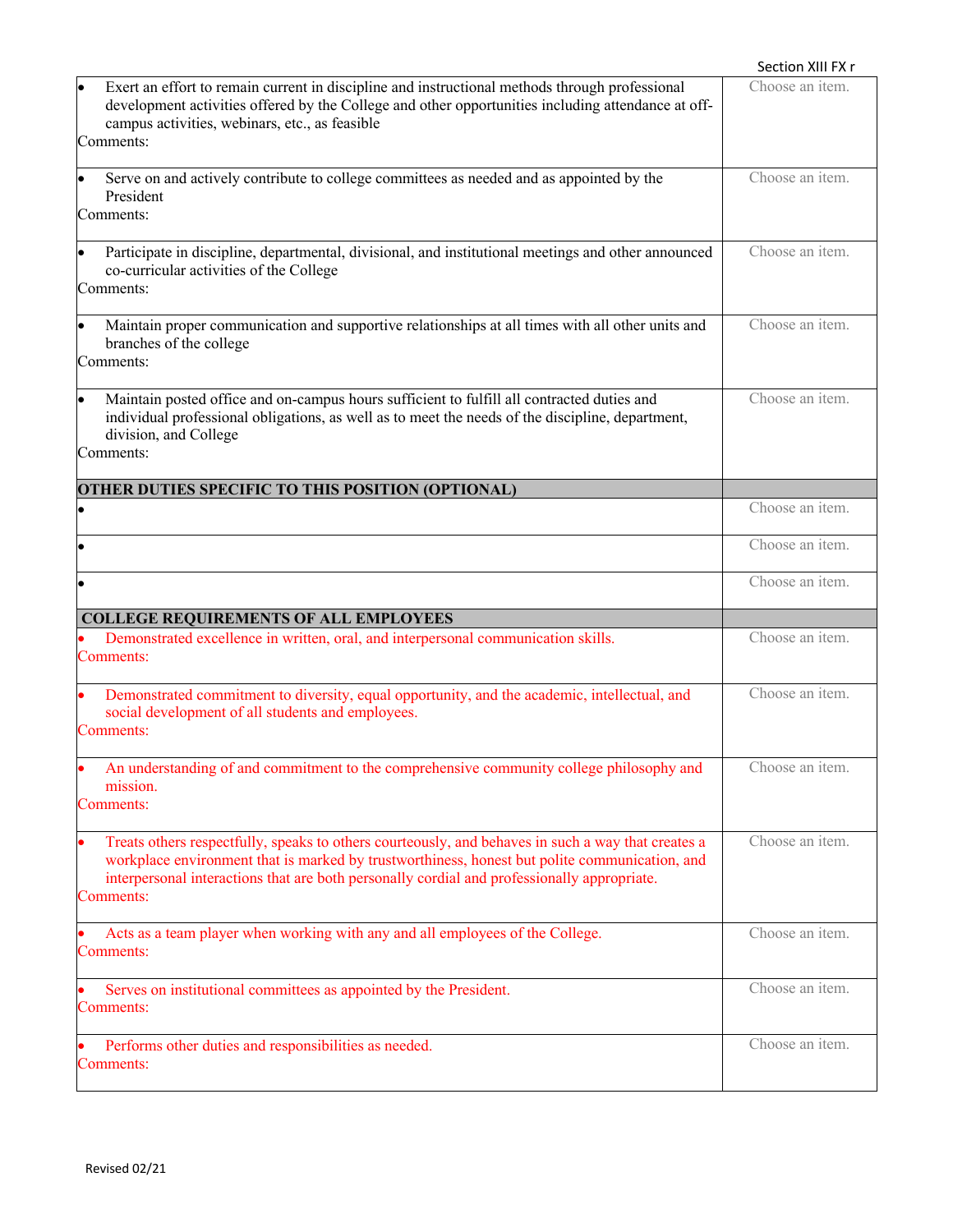| | |
|---|---|
| • Exert an effort to remain current in discipline and instructional methods through professional development activities offered by the College and other opportunities including attendance at off-campus activities, webinars, etc., as feasible<br>Comments: | Choose an item. |
| • Serve on and actively contribute to college committees as needed and as appointed by the President<br>Comments: | Choose an item. |
| • Participate in discipline, departmental, divisional, and institutional meetings and other announced co-curricular activities of the College<br>Comments: | Choose an item. |
| • Maintain proper communication and supportive relationships at all times with all other units and branches of the college<br>Comments: | Choose an item. |
| • Maintain posted office and on-campus hours sufficient to fulfill all contracted duties and individual professional obligations, as well as to meet the needs of the discipline, department, division, and College<br>Comments: | Choose an item. |
| **OTHER DUTIES SPECIFIC TO THIS POSITION (OPTIONAL)** | |
| • | Choose an item. |
| • | Choose an item. |
| • | Choose an item. |
| **COLLEGE REQUIREMENTS OF ALL EMPLOYEES** | |
| • Demonstrated excellence in written, oral, and interpersonal communication skills.<br>Comments: | Choose an item. |
| • Demonstrated commitment to diversity, equal opportunity, and the academic, intellectual, and social development of all students and employees.<br>Comments: | Choose an item. |
| • An understanding of and commitment to the comprehensive community college philosophy and mission.<br>Comments: | Choose an item. |
| • Treats others respectfully, speaks to others courteously, and behaves in such a way that creates a workplace environment that is marked by trustworthiness, honest but polite communication, and interpersonal interactions that are both personally cordial and professionally appropriate.<br>Comments: | Choose an item. |
| • Acts as a team player when working with any and all employees of the College.<br>Comments: | Choose an item. |
| • Serves on institutional committees as appointed by the President.<br>Comments: | Choose an item. |
| • Performs other duties and responsibilities as needed.<br>Comments: | Choose an item. |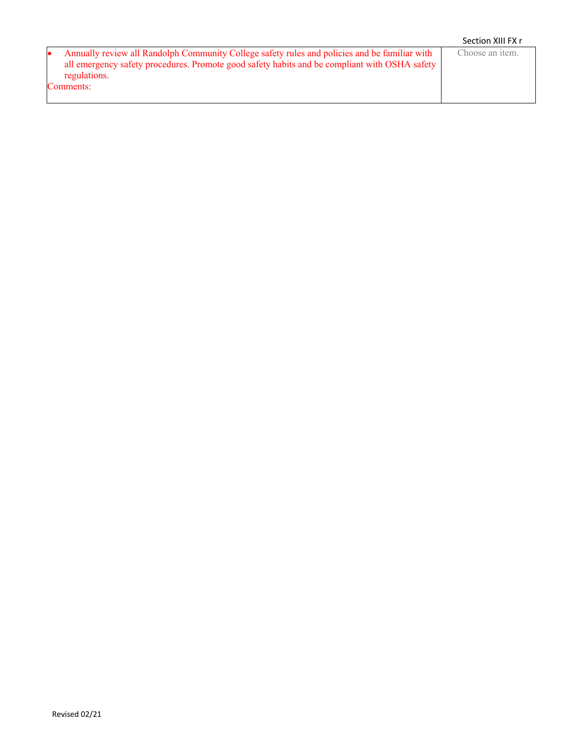| | |
|---|---|
| • Annually review all Randolph Community College safety rules and policies and be familiar with all emergency safety procedures. Promote good safety habits and be compliant with OSHA safety regulations.<br>Comments: | Choose an item. |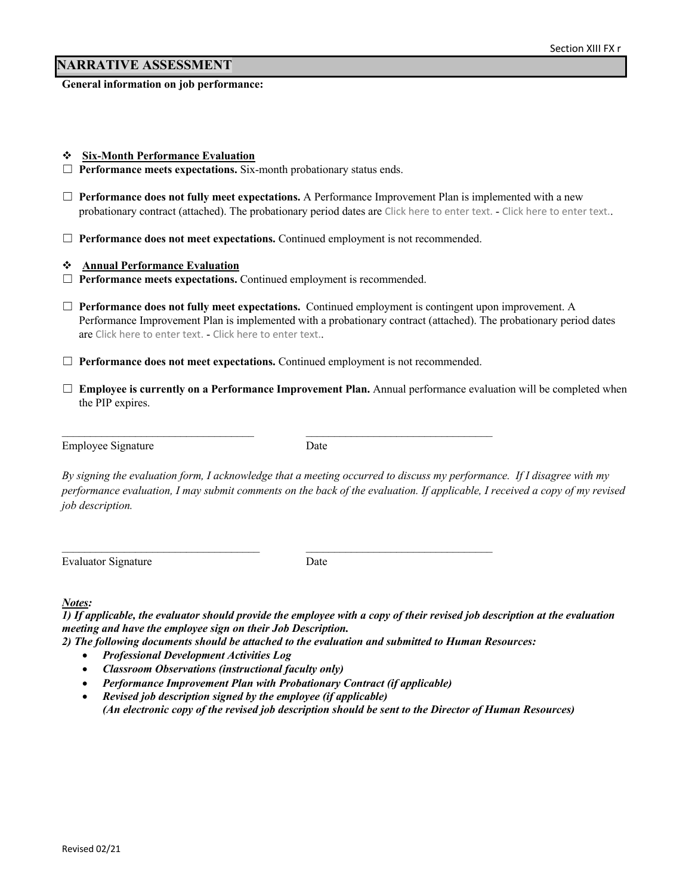## NARRATIVE ASSESSMENT

**General information on job performance:**

❖ **Six-Month Performance Evaluation**

☐ **Performance meets expectations.** Six-month probationary status ends.

☐ **Performance does not fully meet expectations.** A Performance Improvement Plan is implemented with a new probationary contract (attached). The probationary period dates are Click here to enter text. - Click here to enter text..

☐ **Performance does not meet expectations.** Continued employment is not recommended.

❖ **Annual Performance Evaluation**

☐ **Performance meets expectations.** Continued employment is recommended.

☐ **Performance does not fully meet expectations.** Continued employment is contingent upon improvement. A Performance Improvement Plan is implemented with a probationary contract (attached). The probationary period dates are Click here to enter text. - Click here to enter text..

☐ **Performance does not meet expectations.** Continued employment is not recommended.

☐ **Employee is currently on a Performance Improvement Plan.** Annual performance evaluation will be completed when the PIP expires.

\_\_\_\_\_\_\_\_\_\_\_\_\_\_\_\_\_\_\_\_\_\_\_\_\_\_\_\_\_\_\_\_\_\_ \_\_\_\_\_\_\_\_\_\_\_\_\_\_\_\_\_\_\_\_\_\_\_\_\_\_\_\_\_\_\_\_\_\_

Employee Signature Date

*By signing the evaluation form, I acknowledge that a meeting occurred to discuss my performance. If I disagree with my performance evaluation, I may submit comments on the back of the evaluation. If applicable, I received a copy of my revised job description.*

\_\_\_\_\_\_\_\_\_\_\_\_\_\_\_\_\_\_\_\_\_\_\_\_\_\_\_\_\_\_\_\_\_\_ \_\_\_\_\_\_\_\_\_\_\_\_\_\_\_\_\_\_\_\_\_\_\_\_\_\_\_\_\_\_\_\_\_\_

Evaluator Signature Date

***Notes:***

***1) If applicable, the evaluator should provide the employee with a copy of their revised job description at the evaluation meeting and have the employee sign on their Job Description.***

***2) The following documents should be attached to the evaluation and submitted to Human Resources:***

- ***Professional Development Activities Log***
- ***Classroom Observations (instructional faculty only)***
- ***Performance Improvement Plan with Probationary Contract (if applicable)***
- ***Revised job description signed by the employee (if applicable)***
  ***(An electronic copy of the revised job description should be sent to the Director of Human Resources)***